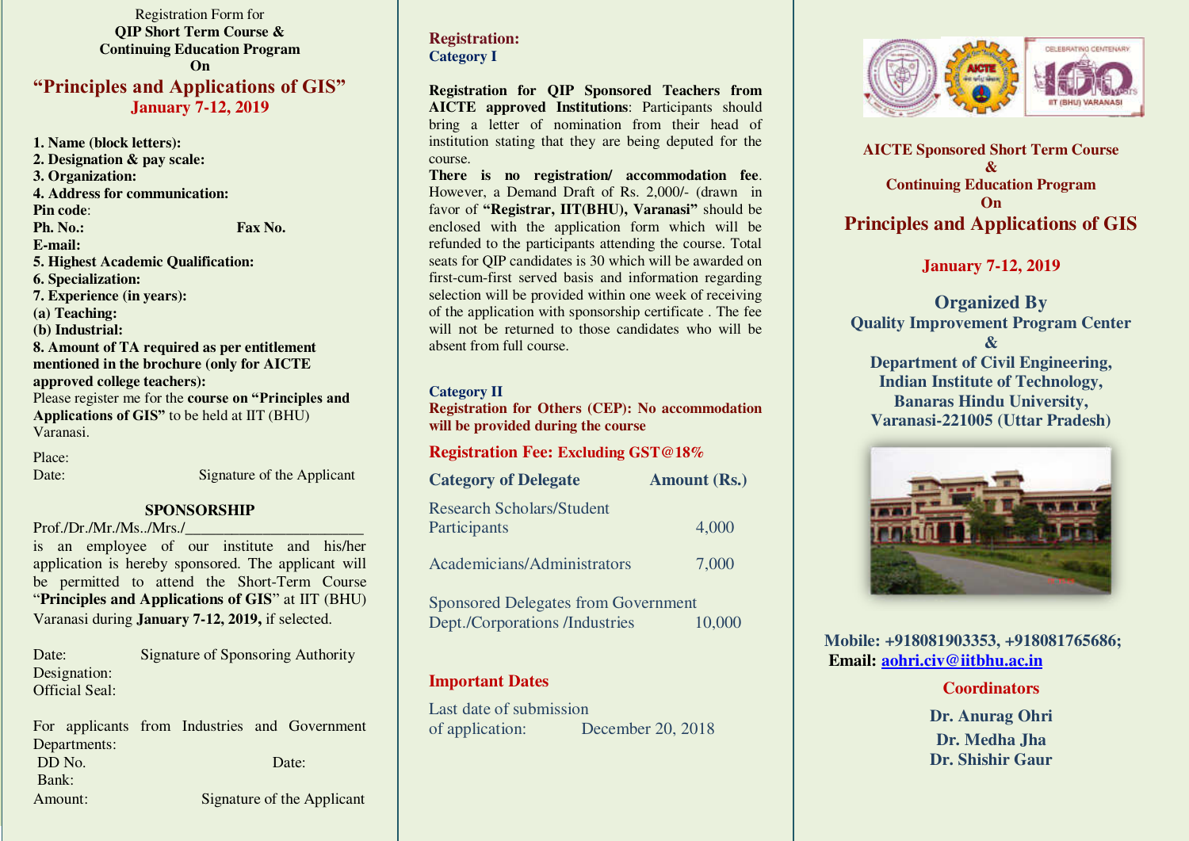Registration Form for

**QIP Short Term Course &**
**Continuing Education Program**
**On**

# "Principles and Applications of GIS"

## January 7-12, 2019

**1. Name (block letters):**
**2. Designation & pay scale:**
**3. Organization:**
**4. Address for communication:**
**Pin code**:
**Ph. No.:** **Fax No.**
**E-mail:**
**5. Highest Academic Qualification:**
**6. Specialization:**
**7. Experience (in years):**
**(a) Teaching:**
**(b) Industrial:**
**8. Amount of TA required as per entitlement mentioned in the brochure (only for AICTE approved college teachers):**

Please register me for the **course on "Principles and Applications of GIS"** to be held at IIT (BHU) Varanasi.

Place:
Date: Signature of the Applicant

### SPONSORSHIP

Prof./Dr./Mr./Ms../Mrs./______________________ is an employee of our institute and his/her application is hereby sponsored. The applicant will be permitted to attend the Short-Term Course "**Principles and Applications of GIS**" at IIT (BHU) Varanasi during **January 7-12, 2019,** if selected.

Date: Signature of Sponsoring Authority
Designation:
Official Seal:

For applicants from Industries and Government Departments:
DD No. Date:
Bank:
Amount: Signature of the Applicant

## Registration:

### Category I

**Registration for QIP Sponsored Teachers from AICTE approved Institutions**: Participants should bring a letter of nomination from their head of institution stating that they are being deputed for the course.

**There is no registration/ accommodation fee**. However, a Demand Draft of Rs. 2,000/- (drawn in favor of **"Registrar, IIT(BHU), Varanasi"** should be enclosed with the application form which will be refunded to the participants attending the course. Total seats for QIP candidates is 30 which will be awarded on first-cum-first served basis and information regarding selection will be provided within one week of receiving of the application with sponsorship certificate . The fee will not be returned to those candidates who will be absent from full course.

### Category II

**Registration for Others (CEP): No accommodation will be provided during the course**

**Registration Fee: Excluding GST@18%**

| Category of Delegate | Amount (Rs.) |
|---|---|
| Research Scholars/Student Participants | 4,000 |
| Academicians/Administrators | 7,000 |
| Sponsored Delegates from Government Dept./Corporations /Industries | 10,000 |

## Important Dates

Last date of submission of application: December 20, 2018

**AICTE Sponsored Short Term Course**
**&**
**Continuing Education Program**
**On**

# Principles and Applications of GIS

## January 7-12, 2019

## Organized By

**Quality Improvement Program Center**
**&**
**Department of Civil Engineering,**
**Indian Institute of Technology,**
**Banaras Hindu University,**
**Varanasi-221005 (Uttar Pradesh)**

**Mobile: +918081903353, +918081765686;**
**Email: aohri.civ@iitbhu.ac.in**

## Coordinators

**Dr. Anurag Ohri**
**Dr. Medha Jha**
**Dr. Shishir Gaur**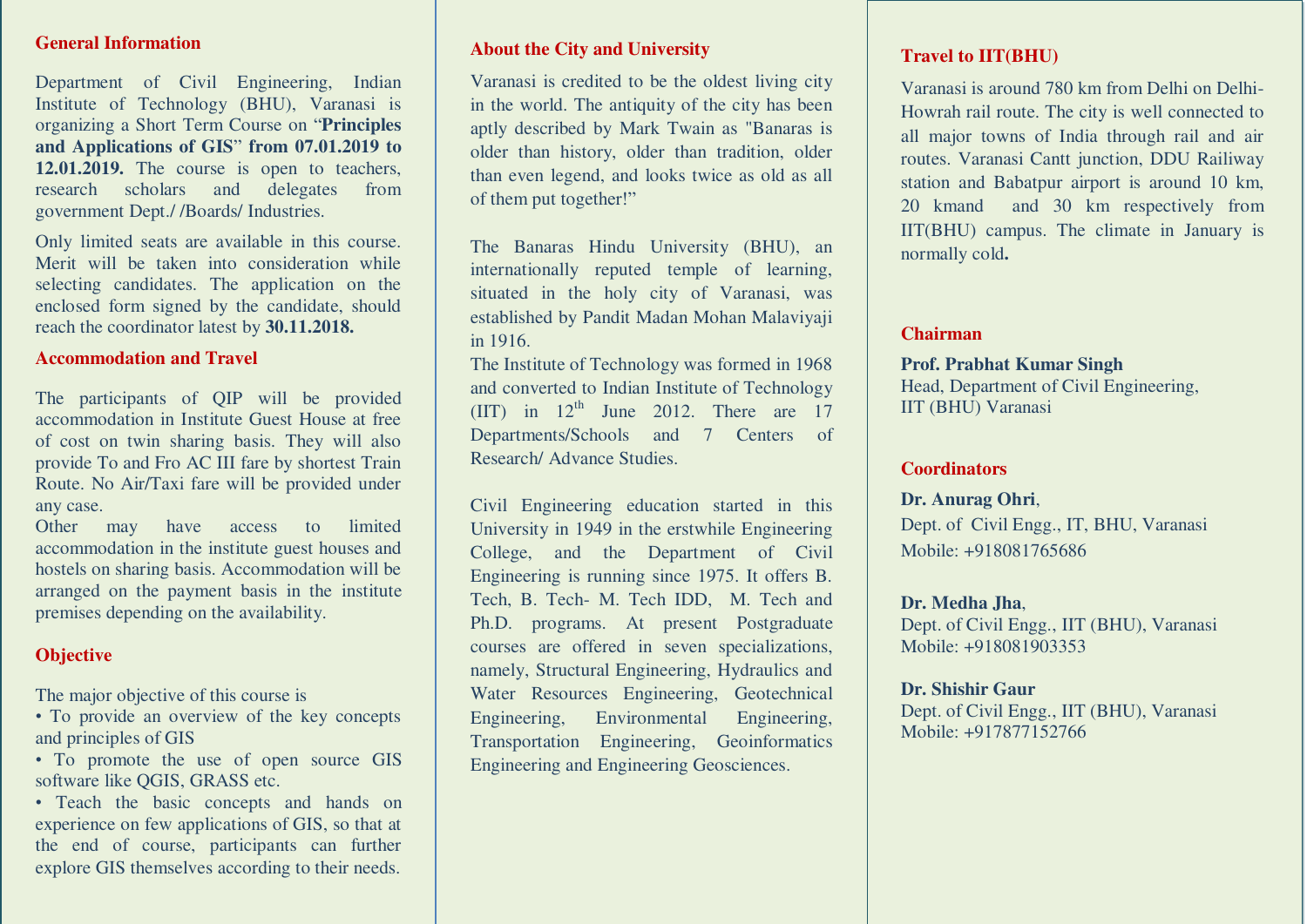## General Information

Department of Civil Engineering, Indian Institute of Technology (BHU), Varanasi is organizing a Short Term Course on "**Principles and Applications of GIS**" **from 07.01.2019 to 12.01.2019.** The course is open to teachers, research scholars and delegates from government Dept./ /Boards/ Industries.

Only limited seats are available in this course. Merit will be taken into consideration while selecting candidates. The application on the enclosed form signed by the candidate, should reach the coordinator latest by **30.11.2018.**

## Accommodation and Travel

The participants of QIP will be provided accommodation in Institute Guest House at free of cost on twin sharing basis. They will also provide To and Fro AC III fare by shortest Train Route. No Air/Taxi fare will be provided under any case.
Other may have access to limited accommodation in the institute guest houses and hostels on sharing basis. Accommodation will be arranged on the payment basis in the institute premises depending on the availability.

## Objective

The major objective of this course is

- To provide an overview of the key concepts and principles of GIS
- To promote the use of open source GIS software like QGIS, GRASS etc.
- Teach the basic concepts and hands on experience on few applications of GIS, so that at the end of course, participants can further explore GIS themselves according to their needs.

## About the City and University

Varanasi is credited to be the oldest living city in the world. The antiquity of the city has been aptly described by Mark Twain as "Banaras is older than history, older than tradition, older than even legend, and looks twice as old as all of them put together!"

The Banaras Hindu University (BHU), an internationally reputed temple of learning, situated in the holy city of Varanasi, was established by Pandit Madan Mohan Malaviyaji in 1916.
The Institute of Technology was formed in 1968 and converted to Indian Institute of Technology (IIT) in 12th June 2012. There are 17 Departments/Schools and 7 Centers of Research/ Advance Studies.

Civil Engineering education started in this University in 1949 in the erstwhile Engineering College, and the Department of Civil Engineering is running since 1975. It offers B. Tech, B. Tech- M. Tech IDD, M. Tech and Ph.D. programs. At present Postgraduate courses are offered in seven specializations, namely, Structural Engineering, Hydraulics and Water Resources Engineering, Geotechnical Engineering, Environmental Engineering, Transportation Engineering, Geoinformatics Engineering and Engineering Geosciences.

## Travel to IIT(BHU)

Varanasi is around 780 km from Delhi on Delhi-Howrah rail route. The city is well connected to all major towns of India through rail and air routes. Varanasi Cantt junction, DDU Railiway station and Babatpur airport is around 10 km, 20 kmand and 30 km respectively from IIT(BHU) campus. The climate in January is normally cold**.**

## Chairman

**Prof. Prabhat Kumar Singh**
Head, Department of Civil Engineering,
IIT (BHU) Varanasi

## Coordinators

**Dr. Anurag Ohri**,
Dept. of Civil Engg., IT, BHU, Varanasi
Mobile: +918081765686

**Dr. Medha Jha**,
Dept. of Civil Engg., IIT (BHU), Varanasi
Mobile: +918081903353

**Dr. Shishir Gaur**
Dept. of Civil Engg., IIT (BHU), Varanasi
Mobile: +917877152766